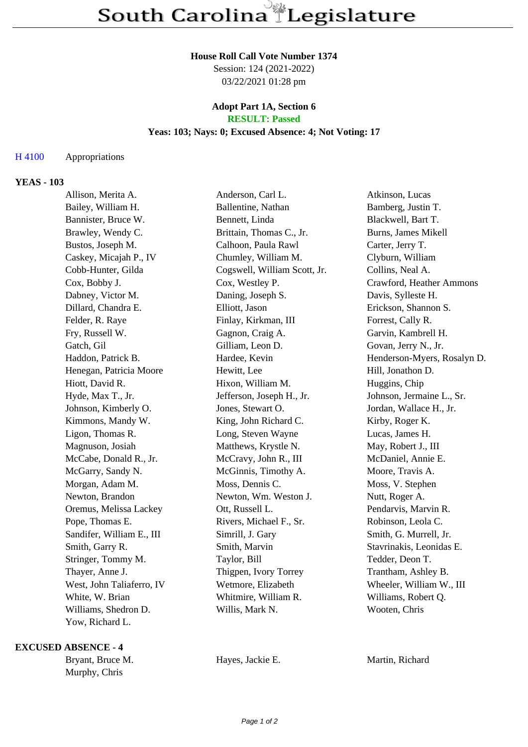# South Carolina Legislature

**House Roll Call Vote Number 1374**
Session: 124 (2021-2022)
03/22/2021 01:28 pm

**Adopt Part 1A, Section 6**
**RESULT: Passed**
**Yeas: 103; Nays: 0; Excused Absence: 4; Not Voting: 17**

H 4100 Appropriations

**YEAS - 103**

| | | |
|---|---|---|
| Allison, Merita A. | Anderson, Carl L. | Atkinson, Lucas |
| Bailey, William H. | Ballentine, Nathan | Bamberg, Justin T. |
| Bannister, Bruce W. | Bennett, Linda | Blackwell, Bart T. |
| Brawley, Wendy C. | Brittain, Thomas C., Jr. | Burns, James Mikell |
| Bustos, Joseph M. | Calhoon, Paula Rawl | Carter, Jerry T. |
| Caskey, Micajah P., IV | Chumley, William M. | Clyburn, William |
| Cobb-Hunter, Gilda | Cogswell, William Scott, Jr. | Collins, Neal A. |
| Cox, Bobby J. | Cox, Westley P. | Crawford, Heather Ammons |
| Dabney, Victor M. | Daning, Joseph S. | Davis, Sylleste H. |
| Dillard, Chandra E. | Elliott, Jason | Erickson, Shannon S. |
| Felder, R. Raye | Finlay, Kirkman, III | Forrest, Cally R. |
| Fry, Russell W. | Gagnon, Craig A. | Garvin, Kambrell H. |
| Gatch, Gil | Gilliam, Leon D. | Govan, Jerry N., Jr. |
| Haddon, Patrick B. | Hardee, Kevin | Henderson-Myers, Rosalyn D. |
| Henegan, Patricia Moore | Hewitt, Lee | Hill, Jonathon D. |
| Hiott, David R. | Hixon, William M. | Huggins, Chip |
| Hyde, Max T., Jr. | Jefferson, Joseph H., Jr. | Johnson, Jermaine L., Sr. |
| Johnson, Kimberly O. | Jones, Stewart O. | Jordan, Wallace H., Jr. |
| Kimmons, Mandy W. | King, John Richard C. | Kirby, Roger K. |
| Ligon, Thomas R. | Long, Steven Wayne | Lucas, James H. |
| Magnuson, Josiah | Matthews, Krystle N. | May, Robert J., III |
| McCabe, Donald R., Jr. | McCravy, John R., III | McDaniel, Annie E. |
| McGarry, Sandy N. | McGinnis, Timothy A. | Moore, Travis A. |
| Morgan, Adam M. | Moss, Dennis C. | Moss, V. Stephen |
| Newton, Brandon | Newton, Wm. Weston J. | Nutt, Roger A. |
| Oremus, Melissa Lackey | Ott, Russell L. | Pendarvis, Marvin R. |
| Pope, Thomas E. | Rivers, Michael F., Sr. | Robinson, Leola C. |
| Sandifer, William E., III | Simrill, J. Gary | Smith, G. Murrell, Jr. |
| Smith, Garry R. | Smith, Marvin | Stavrinakis, Leonidas E. |
| Stringer, Tommy M. | Taylor, Bill | Tedder, Deon T. |
| Thayer, Anne J. | Thigpen, Ivory Torrey | Trantham, Ashley B. |
| West, John Taliaferro, IV | Wetmore, Elizabeth | Wheeler, William W., III |
| White, W. Brian | Whitmire, William R. | Williams, Robert Q. |
| Williams, Shedron D. | Willis, Mark N. | Wooten, Chris |
| Yow, Richard L. | | |

**EXCUSED ABSENCE - 4**

| | | |
|---|---|---|
| Bryant, Bruce M. | Hayes, Jackie E. | Martin, Richard |
| Murphy, Chris | | |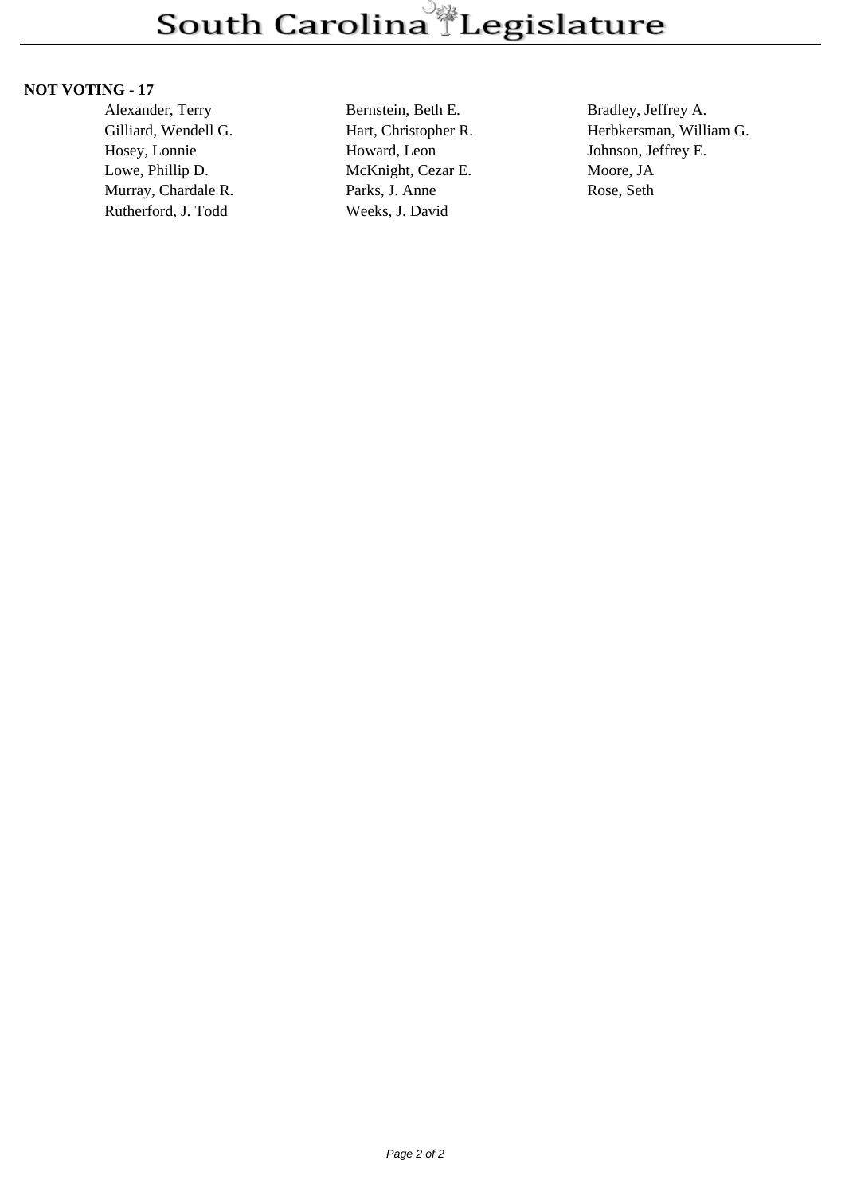**NOT VOTING - 17**

| | | |
|---|---|---|
| Alexander, Terry | Bernstein, Beth E. | Bradley, Jeffrey A. |
| Gilliard, Wendell G. | Hart, Christopher R. | Herbkersman, William G. |
| Hosey, Lonnie | Howard, Leon | Johnson, Jeffrey E. |
| Lowe, Phillip D. | McKnight, Cezar E. | Moore, JA |
| Murray, Chardale R. | Parks, J. Anne | Rose, Seth |
| Rutherford, J. Todd | Weeks, J. David | |